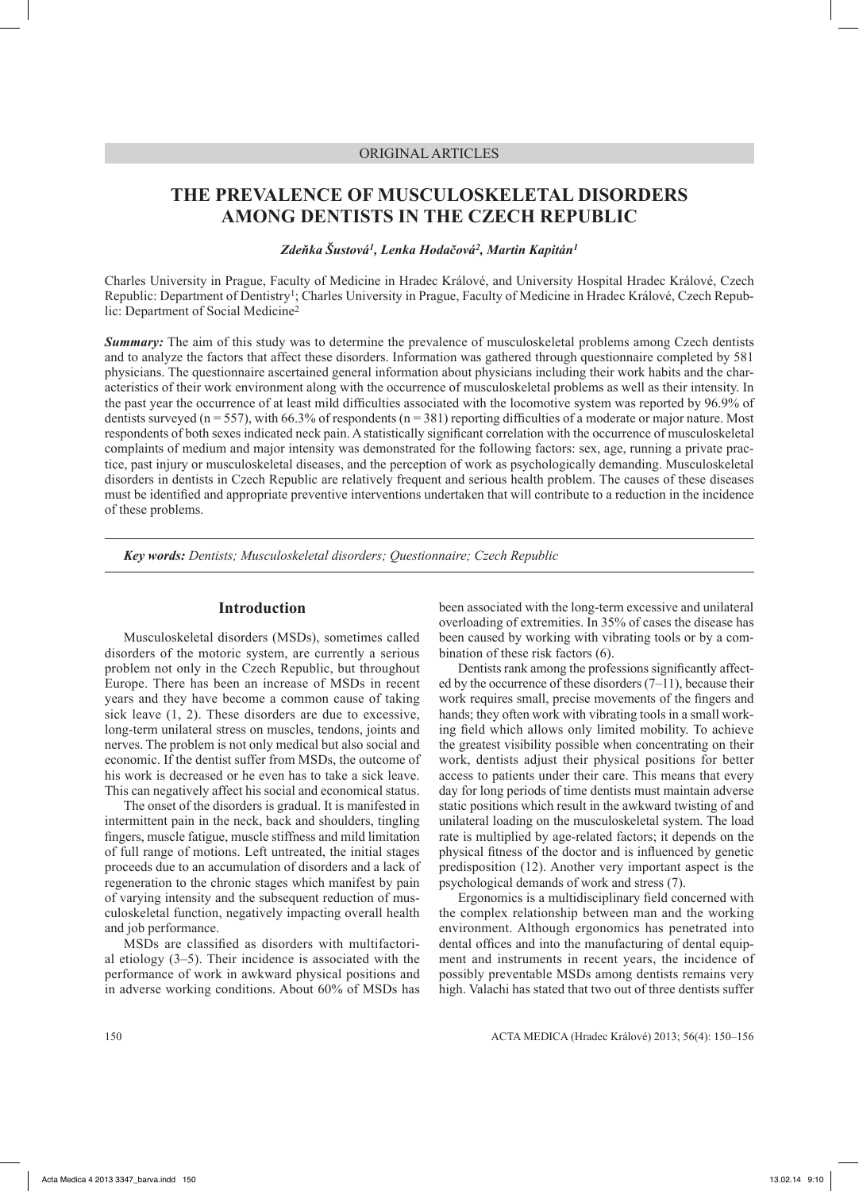ORIGINAL ARTICLES

# THE PREVALENCE OF MUSCULOSKELETAL DISORDERS AMONG DENTISTS IN THE CZECH REPUBLIC

***Zdeňka Šustová[1], Lenka Hodačová[2], Martin Kapitán[1]***

Charles University in Prague, Faculty of Medicine in Hradec Králové, and University Hospital Hradec Králové, Czech Republic: Department of Dentistry[1]; Charles University in Prague, Faculty of Medicine in Hradec Králové, Czech Republic: Department of Social Medicine[2]

***Summary:*** The aim of this study was to determine the prevalence of musculoskeletal problems among Czech dentists and to analyze the factors that affect these disorders. Information was gathered through questionnaire completed by 581 physicians. The questionnaire ascertained general information about physicians including their work habits and the characteristics of their work environment along with the occurrence of musculoskeletal problems as well as their intensity. In the past year the occurrence of at least mild difficulties associated with the locomotive system was reported by 96.9% of dentists surveyed (n = 557), with 66.3% of respondents (n = 381) reporting difficulties of a moderate or major nature. Most respondents of both sexes indicated neck pain. A statistically significant correlation with the occurrence of musculoskeletal complaints of medium and major intensity was demonstrated for the following factors: sex, age, running a private practice, past injury or musculoskeletal diseases, and the perception of work as psychologically demanding. Musculoskeletal disorders in dentists in Czech Republic are relatively frequent and serious health problem. The causes of these diseases must be identified and appropriate preventive interventions undertaken that will contribute to a reduction in the incidence of these problems.

***Key words:*** *Dentists; Musculoskeletal disorders; Questionnaire; Czech Republic*

## Introduction

Musculoskeletal disorders (MSDs), sometimes called disorders of the motoric system, are currently a serious problem not only in the Czech Republic, but throughout Europe. There has been an increase of MSDs in recent years and they have become a common cause of taking sick leave (1, 2). These disorders are due to excessive, long-term unilateral stress on muscles, tendons, joints and nerves. The problem is not only medical but also social and economic. If the dentist suffer from MSDs, the outcome of his work is decreased or he even has to take a sick leave. This can negatively affect his social and economical status.

The onset of the disorders is gradual. It is manifested in intermittent pain in the neck, back and shoulders, tingling fingers, muscle fatigue, muscle stiffness and mild limitation of full range of motions. Left untreated, the initial stages proceeds due to an accumulation of disorders and a lack of regeneration to the chronic stages which manifest by pain of varying intensity and the subsequent reduction of musculoskeletal function, negatively impacting overall health and job performance.

MSDs are classified as disorders with multifactorial etiology (3–5). Their incidence is associated with the performance of work in awkward physical positions and in adverse working conditions. About 60% of MSDs has been associated with the long-term excessive and unilateral overloading of extremities. In 35% of cases the disease has been caused by working with vibrating tools or by a combination of these risk factors (6).

Dentists rank among the professions significantly affected by the occurrence of these disorders (7–11), because their work requires small, precise movements of the fingers and hands; they often work with vibrating tools in a small working field which allows only limited mobility. To achieve the greatest visibility possible when concentrating on their work, dentists adjust their physical positions for better access to patients under their care. This means that every day for long periods of time dentists must maintain adverse static positions which result in the awkward twisting of and unilateral loading on the musculoskeletal system. The load rate is multiplied by age-related factors; it depends on the physical fitness of the doctor and is influenced by genetic predisposition (12). Another very important aspect is the psychological demands of work and stress (7).

Ergonomics is a multidisciplinary field concerned with the complex relationship between man and the working environment. Although ergonomics has penetrated into dental offices and into the manufacturing of dental equipment and instruments in recent years, the incidence of possibly preventable MSDs among dentists remains very high. Valachi has stated that two out of three dentists suffer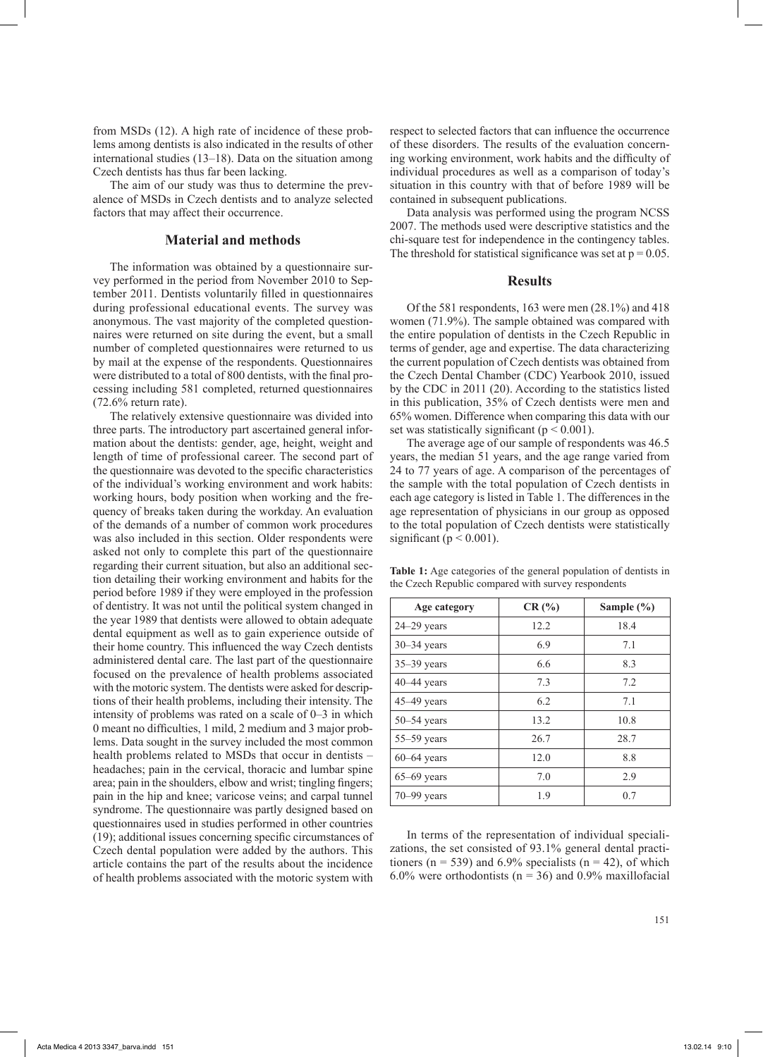from MSDs (12). A high rate of incidence of these problems among dentists is also indicated in the results of other international studies (13–18). Data on the situation among Czech dentists has thus far been lacking.

The aim of our study was thus to determine the prevalence of MSDs in Czech dentists and to analyze selected factors that may affect their occurrence.

## Material and methods

The information was obtained by a questionnaire survey performed in the period from November 2010 to September 2011. Dentists voluntarily filled in questionnaires during professional educational events. The survey was anonymous. The vast majority of the completed questionnaires were returned on site during the event, but a small number of completed questionnaires were returned to us by mail at the expense of the respondents. Questionnaires were distributed to a total of 800 dentists, with the final processing including 581 completed, returned questionnaires (72.6% return rate).

The relatively extensive questionnaire was divided into three parts. The introductory part ascertained general information about the dentists: gender, age, height, weight and length of time of professional career. The second part of the questionnaire was devoted to the specific characteristics of the individual's working environment and work habits: working hours, body position when working and the frequency of breaks taken during the workday. An evaluation of the demands of a number of common work procedures was also included in this section. Older respondents were asked not only to complete this part of the questionnaire regarding their current situation, but also an additional section detailing their working environment and habits for the period before 1989 if they were employed in the profession of dentistry. It was not until the political system changed in the year 1989 that dentists were allowed to obtain adequate dental equipment as well as to gain experience outside of their home country. This influenced the way Czech dentists administered dental care. The last part of the questionnaire focused on the prevalence of health problems associated with the motoric system. The dentists were asked for descriptions of their health problems, including their intensity. The intensity of problems was rated on a scale of 0–3 in which 0 meant no difficulties, 1 mild, 2 medium and 3 major problems. Data sought in the survey included the most common health problems related to MSDs that occur in dentists – headaches; pain in the cervical, thoracic and lumbar spine area; pain in the shoulders, elbow and wrist; tingling fingers; pain in the hip and knee; varicose veins; and carpal tunnel syndrome. The questionnaire was partly designed based on questionnaires used in studies performed in other countries (19); additional issues concerning specific circumstances of Czech dental population were added by the authors. This article contains the part of the results about the incidence of health problems associated with the motoric system with respect to selected factors that can influence the occurrence of these disorders. The results of the evaluation concerning working environment, work habits and the difficulty of individual procedures as well as a comparison of today's situation in this country with that of before 1989 will be contained in subsequent publications.

Data analysis was performed using the program NCSS 2007. The methods used were descriptive statistics and the chi-square test for independence in the contingency tables. The threshold for statistical significance was set at $p = 0.05$.

## Results

Of the 581 respondents, 163 were men (28.1%) and 418 women (71.9%). The sample obtained was compared with the entire population of dentists in the Czech Republic in terms of gender, age and expertise. The data characterizing the current population of Czech dentists was obtained from the Czech Dental Chamber (CDC) Yearbook 2010, issued by the CDC in 2011 (20). According to the statistics listed in this publication, 35% of Czech dentists were men and 65% women. Difference when comparing this data with our set was statistically significant ($p < 0.001$).

The average age of our sample of respondents was 46.5 years, the median 51 years, and the age range varied from 24 to 77 years of age. A comparison of the percentages of the sample with the total population of Czech dentists in each age category is listed in Table 1. The differences in the age representation of physicians in our group as opposed to the total population of Czech dentists were statistically significant ($p < 0.001$).

**Table 1:** Age categories of the general population of dentists in the Czech Republic compared with survey respondents

| Age category | CR (%) | Sample (%) |
|---|---|---|
| 24–29 years | 12.2 | 18.4 |
| 30–34 years | 6.9 | 7.1 |
| 35–39 years | 6.6 | 8.3 |
| 40–44 years | 7.3 | 7.2 |
| 45–49 years | 6.2 | 7.1 |
| 50–54 years | 13.2 | 10.8 |
| 55–59 years | 26.7 | 28.7 |
| 60–64 years | 12.0 | 8.8 |
| 65–69 years | 7.0 | 2.9 |
| 70–99 years | 1.9 | 0.7 |

In terms of the representation of individual specializations, the set consisted of 93.1% general dental practitioners (n = 539) and 6.9% specialists (n = 42), of which 6.0% were orthodontists (n = 36) and 0.9% maxillofacial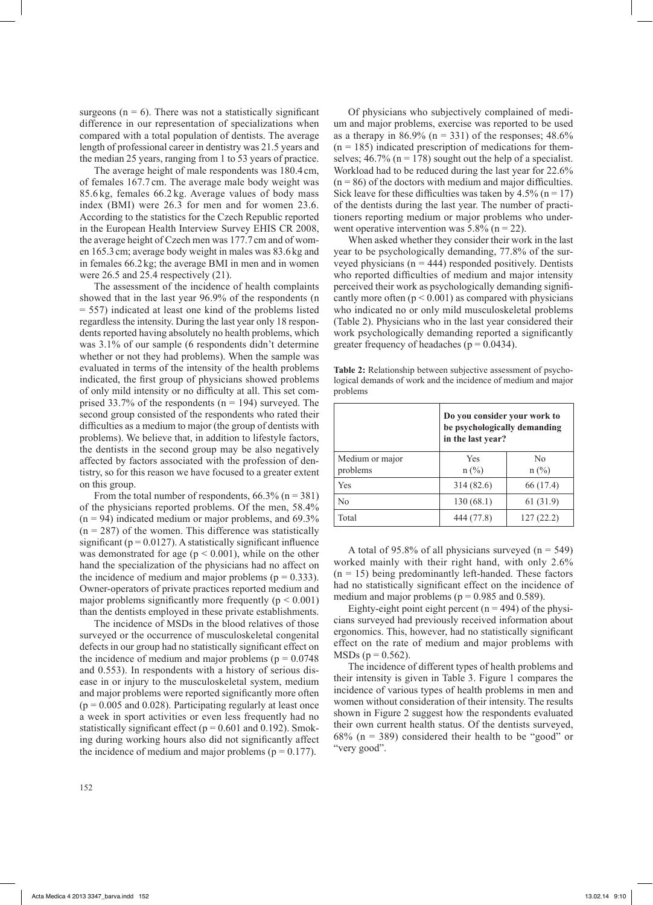surgeons ($n = 6$). There was not a statistically significant difference in our representation of specializations when compared with a total population of dentists. The average length of professional career in dentistry was 21.5 years and the median 25 years, ranging from 1 to 53 years of practice.

The average height of male respondents was 180.4 cm, of females 167.7 cm. The average male body weight was 85.6 kg, females 66.2 kg. Average values of body mass index (BMI) were 26.3 for men and for women 23.6. According to the statistics for the Czech Republic reported in the European Health Interview Survey EHIS CR 2008, the average height of Czech men was 177.7 cm and of women 165.3 cm; average body weight in males was 83.6 kg and in females 66.2 kg; the average BMI in men and in women were 26.5 and 25.4 respectively (21).

The assessment of the incidence of health complaints showed that in the last year 96.9% of the respondents ($n = 557$) indicated at least one kind of the problems listed regardless the intensity. During the last year only 18 respondents reported having absolutely no health problems, which was 3.1% of our sample (6 respondents didn't determine whether or not they had problems). When the sample was evaluated in terms of the intensity of the health problems indicated, the first group of physicians showed problems of only mild intensity or no difficulty at all. This set comprised 33.7% of the respondents ($n = 194$) surveyed. The second group consisted of the respondents who rated their difficulties as a medium to major (the group of dentists with problems). We believe that, in addition to lifestyle factors, the dentists in the second group may be also negatively affected by factors associated with the profession of dentistry, so for this reason we have focused to a greater extent on this group.

From the total number of respondents, 66.3% ($n = 381$) of the physicians reported problems. Of the men, 58.4% ($n = 94$) indicated medium or major problems, and 69.3% ($n = 287$) of the women. This difference was statistically significant ($p = 0.0127$). A statistically significant influence was demonstrated for age ($p < 0.001$), while on the other hand the specialization of the physicians had no affect on the incidence of medium and major problems ($p = 0.333$). Owner-operators of private practices reported medium and major problems significantly more frequently ($p < 0.001$) than the dentists employed in these private establishments.

The incidence of MSDs in the blood relatives of those surveyed or the occurrence of musculoskeletal congenital defects in our group had no statistically significant effect on the incidence of medium and major problems ($p = 0.0748$ and 0.553). In respondents with a history of serious disease in or injury to the musculoskeletal system, medium and major problems were reported significantly more often ($p = 0.005$ and 0.028). Participating regularly at least once a week in sport activities or even less frequently had no statistically significant effect ($p = 0.601$ and 0.192). Smoking during working hours also did not significantly affect the incidence of medium and major problems ($p = 0.177$).

Of physicians who subjectively complained of medium and major problems, exercise was reported to be used as a therapy in 86.9% ($n = 331$) of the responses; 48.6% ($n = 185$) indicated prescription of medications for themselves; 46.7% ($n = 178$) sought out the help of a specialist. Workload had to be reduced during the last year for 22.6% ($n = 86$) of the doctors with medium and major difficulties. Sick leave for these difficulties was taken by 4.5% ($n = 17$) of the dentists during the last year. The number of practitioners reporting medium or major problems who underwent operative intervention was 5.8% ($n = 22$).

When asked whether they consider their work in the last year to be psychologically demanding, 77.8% of the surveyed physicians ($n = 444$) responded positively. Dentists who reported difficulties of medium and major intensity perceived their work as psychologically demanding significantly more often ($p < 0.001$) as compared with physicians who indicated no or only mild musculoskeletal problems (Table 2). Physicians who in the last year considered their work psychologically demanding reported a significantly greater frequency of headaches ($p = 0.0434$).

**Table 2:** Relationship between subjective assessment of psychological demands of work and the incidence of medium and major problems

| | **Do you consider your work to be psychologically demanding in the last year?** | |
|---|---|---|
| Medium or major problems | Yes<br>n (%) | No<br>n (%) |
| Yes | 314 (82.6) | 66 (17.4) |
| No | 130 (68.1) | 61 (31.9) |
| Total | 444 (77.8) | 127 (22.2) |

A total of 95.8% of all physicians surveyed ($n = 549$) worked mainly with their right hand, with only 2.6% ($n = 15$) being predominantly left-handed. These factors had no statistically significant effect on the incidence of medium and major problems ($p = 0.985$ and 0.589).

Eighty-eight point eight percent ($n = 494$) of the physicians surveyed had previously received information about ergonomics. This, however, had no statistically significant effect on the rate of medium and major problems with MSDs ($p = 0.562$).

The incidence of different types of health problems and their intensity is given in Table 3. Figure 1 compares the incidence of various types of health problems in men and women without consideration of their intensity. The results shown in Figure 2 suggest how the respondents evaluated their own current health status. Of the dentists surveyed, 68% ($n = 389$) considered their health to be "good" or "very good".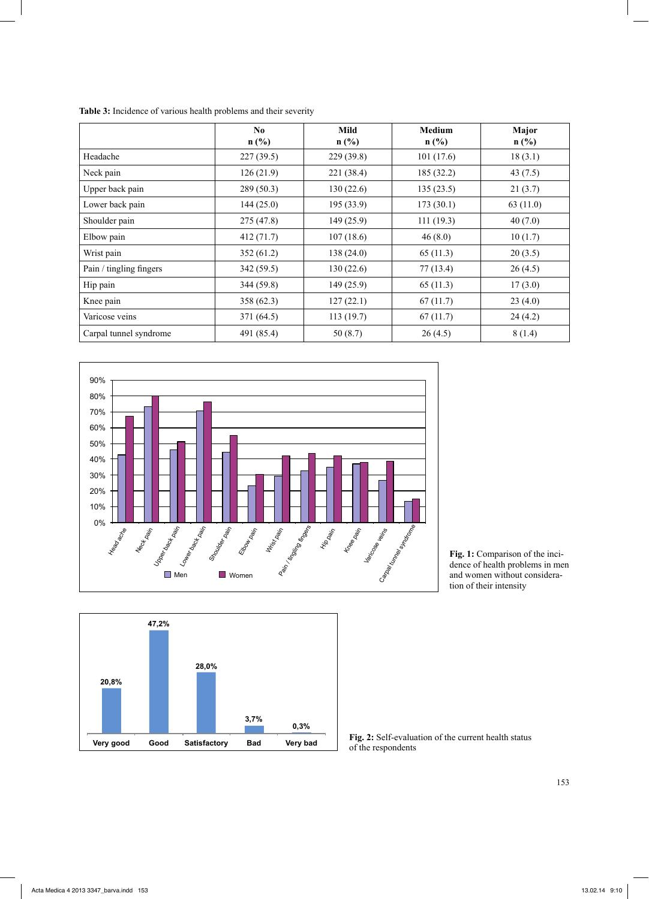**Table 3:** Incidence of various health problems and their severity

| | No n (%) | Mild n (%) | Medium n (%) | Major n (%) |
|---|---|---|---|---|
| Headache | 227 (39.5) | 229 (39.8) | 101 (17.6) | 18 (3.1) |
| Neck pain | 126 (21.9) | 221 (38.4) | 185 (32.2) | 43 (7.5) |
| Upper back pain | 289 (50.3) | 130 (22.6) | 135 (23.5) | 21 (3.7) |
| Lower back pain | 144 (25.0) | 195 (33.9) | 173 (30.1) | 63 (11.0) |
| Shoulder pain | 275 (47.8) | 149 (25.9) | 111 (19.3) | 40 (7.0) |
| Elbow pain | 412 (71.7) | 107 (18.6) | 46 (8.0) | 10 (1.7) |
| Wrist pain | 352 (61.2) | 138 (24.0) | 65 (11.3) | 20 (3.5) |
| Pain / tingling fingers | 342 (59.5) | 130 (22.6) | 77 (13.4) | 26 (4.5) |
| Hip pain | 344 (59.8) | 149 (25.9) | 65 (11.3) | 17 (3.0) |
| Knee pain | 358 (62.3) | 127 (22.1) | 67 (11.7) | 23 (4.0) |
| Varicose veins | 371 (64.5) | 113 (19.7) | 67 (11.7) | 24 (4.2) |
| Carpal tunnel syndrome | 491 (85.4) | 50 (8.7) | 26 (4.5) | 8 (1.4) |

**Fig. 1:** Comparison of the incidence of health problems in men and women without consideration of their intensity

**Fig. 2:** Self-evaluation of the current health status of the respondents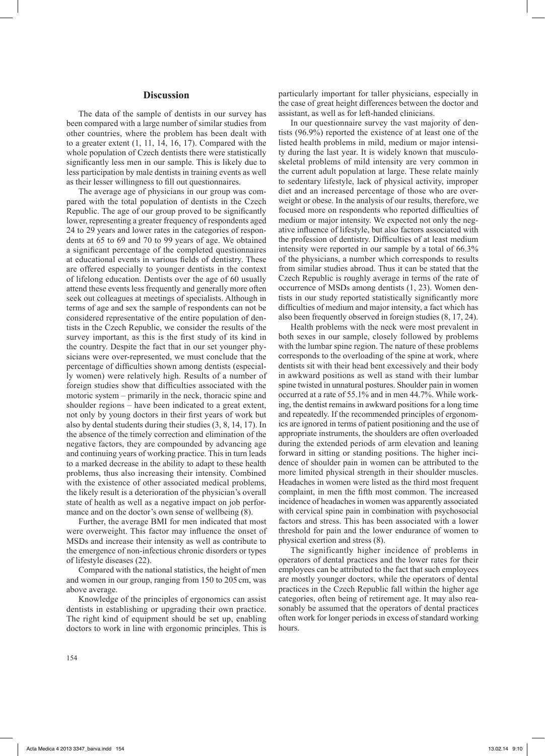## Discussion

The data of the sample of dentists in our survey has been compared with a large number of similar studies from other countries, where the problem has been dealt with to a greater extent (1, 11, 14, 16, 17). Compared with the whole population of Czech dentists there were statistically significantly less men in our sample. This is likely due to less participation by male dentists in training events as well as their lesser willingness to fill out questionnaires.

The average age of physicians in our group was compared with the total population of dentists in the Czech Republic. The age of our group proved to be significantly lower, representing a greater frequency of respondents aged 24 to 29 years and lower rates in the categories of respondents at 65 to 69 and 70 to 99 years of age. We obtained a significant percentage of the completed questionnaires at educational events in various fields of dentistry. These are offered especially to younger dentists in the context of lifelong education. Dentists over the age of 60 usually attend these events less frequently and generally more often seek out colleagues at meetings of specialists. Although in terms of age and sex the sample of respondents can not be considered representative of the entire population of dentists in the Czech Republic, we consider the results of the survey important, as this is the first study of its kind in the country. Despite the fact that in our set younger physicians were over-represented, we must conclude that the percentage of difficulties shown among dentists (especially women) were relatively high. Results of a number of foreign studies show that difficulties associated with the motoric system – primarily in the neck, thoracic spine and shoulder regions – have been indicated to a great extent, not only by young doctors in their first years of work but also by dental students during their studies (3, 8, 14, 17). In the absence of the timely correction and elimination of the negative factors, they are compounded by advancing age and continuing years of working practice. This in turn leads to a marked decrease in the ability to adapt to these health problems, thus also increasing their intensity. Combined with the existence of other associated medical problems, the likely result is a deterioration of the physician's overall state of health as well as a negative impact on job performance and on the doctor's own sense of wellbeing (8).

Further, the average BMI for men indicated that most were overweight. This factor may influence the onset of MSDs and increase their intensity as well as contribute to the emergence of non-infectious chronic disorders or types of lifestyle diseases (22).

Compared with the national statistics, the height of men and women in our group, ranging from 150 to 205 cm, was above average.

Knowledge of the principles of ergonomics can assist dentists in establishing or upgrading their own practice. The right kind of equipment should be set up, enabling doctors to work in line with ergonomic principles. This is particularly important for taller physicians, especially in the case of great height differences between the doctor and assistant, as well as for left-handed clinicians.

In our questionnaire survey the vast majority of dentists (96.9%) reported the existence of at least one of the listed health problems in mild, medium or major intensity during the last year. It is widely known that musculoskeletal problems of mild intensity are very common in the current adult population at large. These relate mainly to sedentary lifestyle, lack of physical activity, improper diet and an increased percentage of those who are overweight or obese. In the analysis of our results, therefore, we focused more on respondents who reported difficulties of medium or major intensity. We expected not only the negative influence of lifestyle, but also factors associated with the profession of dentistry. Difficulties of at least medium intensity were reported in our sample by a total of 66.3% of the physicians, a number which corresponds to results from similar studies abroad. Thus it can be stated that the Czech Republic is roughly average in terms of the rate of occurrence of MSDs among dentists (1, 23). Women dentists in our study reported statistically significantly more difficulties of medium and major intensity, a fact which has also been frequently observed in foreign studies (8, 17, 24).

Health problems with the neck were most prevalent in both sexes in our sample, closely followed by problems with the lumbar spine region. The nature of these problems corresponds to the overloading of the spine at work, where dentists sit with their head bent excessively and their body in awkward positions as well as stand with their lumbar spine twisted in unnatural postures. Shoulder pain in women occurred at a rate of 55.1% and in men 44.7%. While working, the dentist remains in awkward positions for a long time and repeatedly. If the recommended principles of ergonomics are ignored in terms of patient positioning and the use of appropriate instruments, the shoulders are often overloaded during the extended periods of arm elevation and leaning forward in sitting or standing positions. The higher incidence of shoulder pain in women can be attributed to the more limited physical strength in their shoulder muscles. Headaches in women were listed as the third most frequent complaint, in men the fifth most common. The increased incidence of headaches in women was apparently associated with cervical spine pain in combination with psychosocial factors and stress. This has been associated with a lower threshold for pain and the lower endurance of women to physical exertion and stress (8).

The significantly higher incidence of problems in operators of dental practices and the lower rates for their employees can be attributed to the fact that such employees are mostly younger doctors, while the operators of dental practices in the Czech Republic fall within the higher age categories, often being of retirement age. It may also reasonably be assumed that the operators of dental practices often work for longer periods in excess of standard working hours.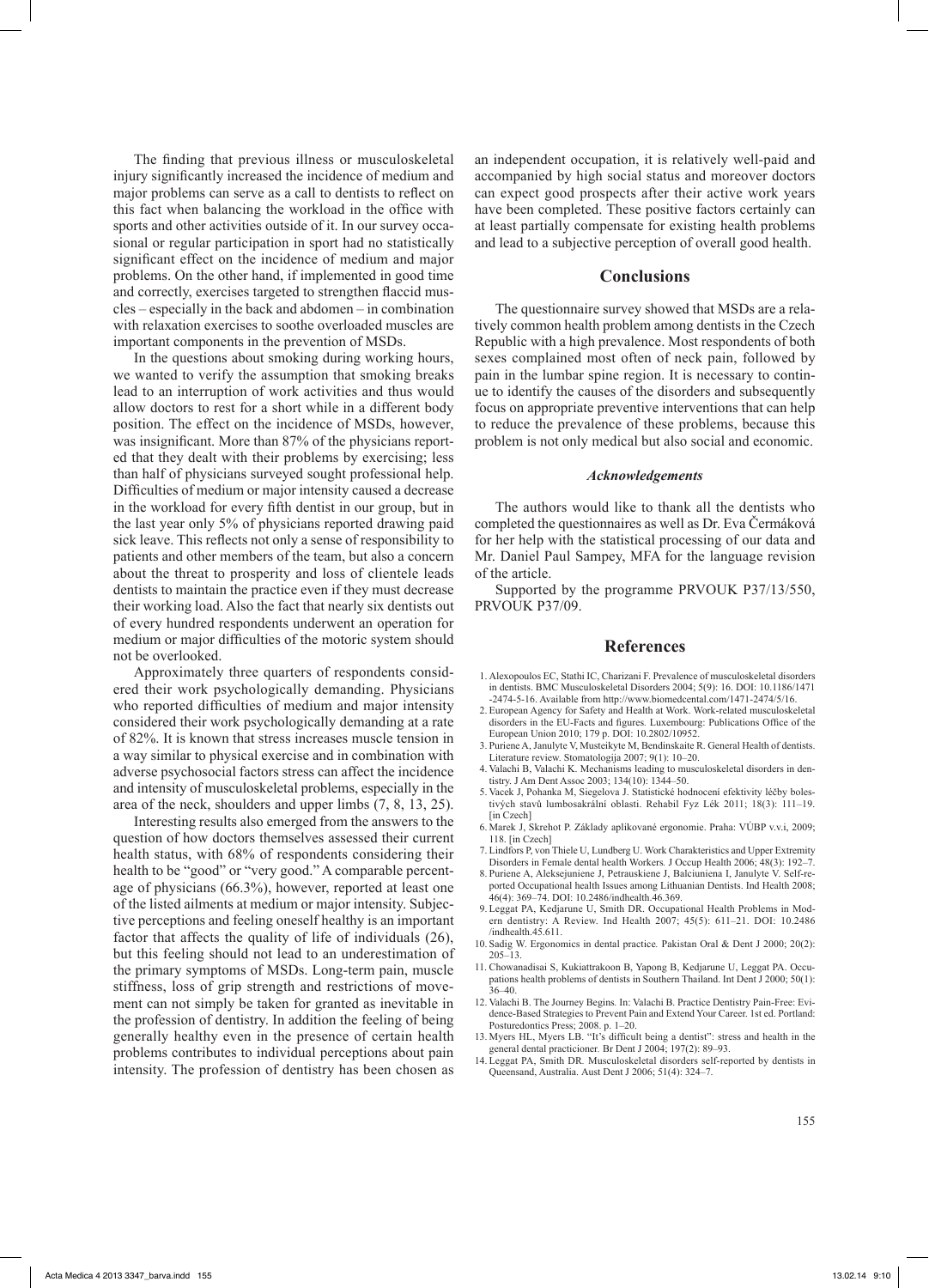The finding that previous illness or musculoskeletal injury significantly increased the incidence of medium and major problems can serve as a call to dentists to reflect on this fact when balancing the workload in the office with sports and other activities outside of it. In our survey occasional or regular participation in sport had no statistically significant effect on the incidence of medium and major problems. On the other hand, if implemented in good time and correctly, exercises targeted to strengthen flaccid muscles – especially in the back and abdomen – in combination with relaxation exercises to soothe overloaded muscles are important components in the prevention of MSDs.

In the questions about smoking during working hours, we wanted to verify the assumption that smoking breaks lead to an interruption of work activities and thus would allow doctors to rest for a short while in a different body position. The effect on the incidence of MSDs, however, was insignificant. More than 87% of the physicians reported that they dealt with their problems by exercising; less than half of physicians surveyed sought professional help. Difficulties of medium or major intensity caused a decrease in the workload for every fifth dentist in our group, but in the last year only 5% of physicians reported drawing paid sick leave. This reflects not only a sense of responsibility to patients and other members of the team, but also a concern about the threat to prosperity and loss of clientele leads dentists to maintain the practice even if they must decrease their working load. Also the fact that nearly six dentists out of every hundred respondents underwent an operation for medium or major difficulties of the motoric system should not be overlooked.

Approximately three quarters of respondents considered their work psychologically demanding. Physicians who reported difficulties of medium and major intensity considered their work psychologically demanding at a rate of 82%. It is known that stress increases muscle tension in a way similar to physical exercise and in combination with adverse psychosocial factors stress can affect the incidence and intensity of musculoskeletal problems, especially in the area of the neck, shoulders and upper limbs (7, 8, 13, 25).

Interesting results also emerged from the answers to the question of how doctors themselves assessed their current health status, with 68% of respondents considering their health to be "good" or "very good." A comparable percentage of physicians (66.3%), however, reported at least one of the listed ailments at medium or major intensity. Subjective perceptions and feeling oneself healthy is an important factor that affects the quality of life of individuals (26), but this feeling should not lead to an underestimation of the primary symptoms of MSDs. Long-term pain, muscle stiffness, loss of grip strength and restrictions of movement can not simply be taken for granted as inevitable in the profession of dentistry. In addition the feeling of being generally healthy even in the presence of certain health problems contributes to individual perceptions about pain intensity. The profession of dentistry has been chosen as an independent occupation, it is relatively well-paid and accompanied by high social status and moreover doctors can expect good prospects after their active work years have been completed. These positive factors certainly can at least partially compensate for existing health problems and lead to a subjective perception of overall good health.

## Conclusions

The questionnaire survey showed that MSDs are a relatively common health problem among dentists in the Czech Republic with a high prevalence. Most respondents of both sexes complained most often of neck pain, followed by pain in the lumbar spine region. It is necessary to continue to identify the causes of the disorders and subsequently focus on appropriate preventive interventions that can help to reduce the prevalence of these problems, because this problem is not only medical but also social and economic.

### *Acknowledgements*

The authors would like to thank all the dentists who completed the questionnaires as well as Dr. Eva Čermáková for her help with the statistical processing of our data and Mr. Daniel Paul Sampey, MFA for the language revision of the article.

Supported by the programme PRVOUK P37/13/550, PRVOUK P37/09.

## References

1. Alexopoulos EC, Stathi IC, Charizani F. Prevalence of musculoskeletal disorders in dentists. BMC Musculoskeletal Disorders 2004; 5(9): 16. DOI: 10.1186/1471-2474-5-16. Available from http://www.biomedcentral.com/1471-2474/5/16.
2. European Agency for Safety and Health at Work. Work-related musculoskeletal disorders in the EU-Facts and figures. Luxembourg: Publications Office of the European Union 2010; 179 p. DOI: 10.2802/10952.
3. Puriene A, Janulyte V, Musteikyte M, Bendinskaite R. General Health of dentists. Literature review. Stomatologija 2007; 9(1): 10–20.
4. Valachi B, Valachi K. Mechanisms leading to musculoskeletal disorders in dentistry. J Am Dent Assoc 2003; 134(10): 1344–50.
5. Vacek J, Pohanka M, Siegelova J. Statistické hodnocení efektivity léčby bolestivých stavů lumbosakrální oblasti. Rehabil Fyz Lék 2011; 18(3): 111–19. [in Czech]
6. Marek J, Skrehot P. Základy aplikované ergonomie. Praha: VÚBP v.v.i, 2009; 118. [in Czech]
7. Lindfors P, von Thiele U, Lundberg U. Work Charakteristics and Upper Extremity Disorders in Female dental health Workers. J Occup Health 2006; 48(3): 192–7.
8. Puriene A, Aleksejuniene J, Petrauskiene J, Balciuniena I, Janulyte V. Self-reported Occupational health Issues among Lithuanian Dentists. Ind Health 2008; 46(4): 369–74. DOI: 10.2486/indhealth.46.369.
9. Leggat PA, Kedjarune U, Smith DR. Occupational Health Problems in Modern dentistry: A Review. Ind Health 2007; 45(5): 611–21. DOI: 10.2486/indhealth.45.611.
10. Sadig W. Ergonomics in dental practice*.* Pakistan Oral & Dent J 2000; 20(2): 205–13.
11. Chowanadisai S, Kukiattrakoon B, Yapong B, Kedjarune U, Leggat PA. Occupations health problems of dentists in Southern Thailand. Int Dent J 2000; 50(1): 36–40.
12. Valachi B. The Journey Begins*.* In: Valachi B. Practice Dentistry Pain-Free: Evidence-Based Strategies to Prevent Pain and Extend Your Career. 1st ed. Portland: Posturedontics Press; 2008. p. 1–20.
13. Myers HL, Myers LB. "It's difficult being a dentist": stress and health in the general dental practicioner*.* Br Dent J 2004; 197(2): 89–93.
14. Leggat PA, Smith DR*.* Musculoskeletal disorders self-reported by dentists in Queensand, Australia. Aust Dent J 2006; 51(4): 324–7.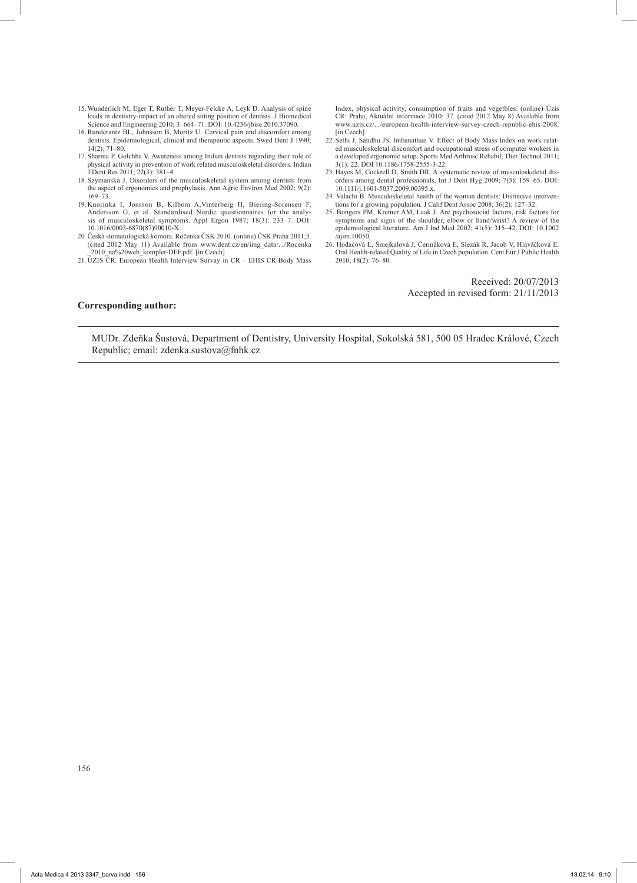15. Wunderlich M, Eger T, Ruther T, Meyer-Felcke A, Leyk D. Analysis of spine loads in dentistry-impact of an altered sitting position of dentists. J Biomedical Science and Engineering 2010; 3: 664–71. DOI: 10.4236/jbise.2010.37090.
16. Rundcrantz BL, Johnsson B, Moritz U. Cervical pain and discomfort among dentists. Epidemiological, clinical and therapeutic aspects. Swed Dent J 1990; 14(2): 71–80.
17. Sharma P, Golchha V. Awareness among Indian dentists regarding their role of physical activity in prevention of work related musculoskeletal disorders. Indian J Dent Res 2011; 22(3): 381–4.
18. Szymanska J. Disorders of the musculoskeletal system among dentists from the aspect of ergonomics and prophylaxis. Ann Agric Environ Med 2002; 9(2): 169–73.
19. Kuorinka I, Jonsson B, Kilbom A, Vinterberg H, Biering-Sorensen F, Andersson G, et al. Standardised Nordic questionnaires for the analysis of musculoskeletal symptoms. Appl Ergon 1987; 18(3): 233–7. DOI: 10.1016/0003-6870(87)90010-X.
20. Česká stomatologická komora. Ročenka ČSK 2010. (online) ČSK Praha 2011;3. (cited 2012 May 11) Available from www.dent.cz/en/img_data/.../Rocenka_2010_na%20web_komplet-DEF.pdf. [in Czech]
21. ÚZIS ČR. European Health Interview Survay in CR – EHIS CR Body Mass Index, physical activity, consumption of fruits and vegetbles. (online) Úzis CR: Praha, Aktuální informace 2010; 37. (cited 2012 May 8) Available from www.uzis.cz/.../european-health-interview-survey-czech-republic-ehis-2008. [in Czech]
22. Sethi J, Sandhu JS, Imbanathan V. Effect of Body Mass Index on work related musculoskeletal discomfort and occupational stress of computer workers in a developed ergonomic setup. Sports Med Arthrosc Rehabil, Ther Technol 2011; 3(1): 22. DOI 10.1186/1758-2555-3-22.
23. Hayes M, Cockrell D, Smith DR. A systematic review of musculoskeletal disorders among dental professionals. Int J Dent Hyg 2009; 7(3): 159–65. DOI: 10.1111/j.1601-5037.2009.00395.x.
24. Valachi B. Musculoskeletal health of the woman dentists: Distincive interventions for a growing population*.* J Calif Dent Assoc 2008; 36(2): 127–32.
25. Bongers PM, Kremer AM, Laak J. Are psychosocial factors, risk factors for symptoms and signs of the shoulder, elbow or hand/wrist? A review of the epidemiological literature. Am J Ind Med 2002; 41(5): 315–42. DOI: 10.1002/ajim.10050.
26. Hodačová L, Šmejkalová J, Čermáková E, Slezák R, Jacob V, Hlaváčková E. Oral Health-related Quality of Life in Czech population. Cent Eur J Public Health 2010; 18(2): 76–80.

Received: 20/07/2013
Accepted in revised form: 21/11/2013

**Corresponding author:**

MUDr. Zdeňka Šustová, Department of Dentistry, University Hospital, Sokolská 581, 500 05 Hradec Králové, Czech Republic; email: zdenka.sustova@fnhk.cz